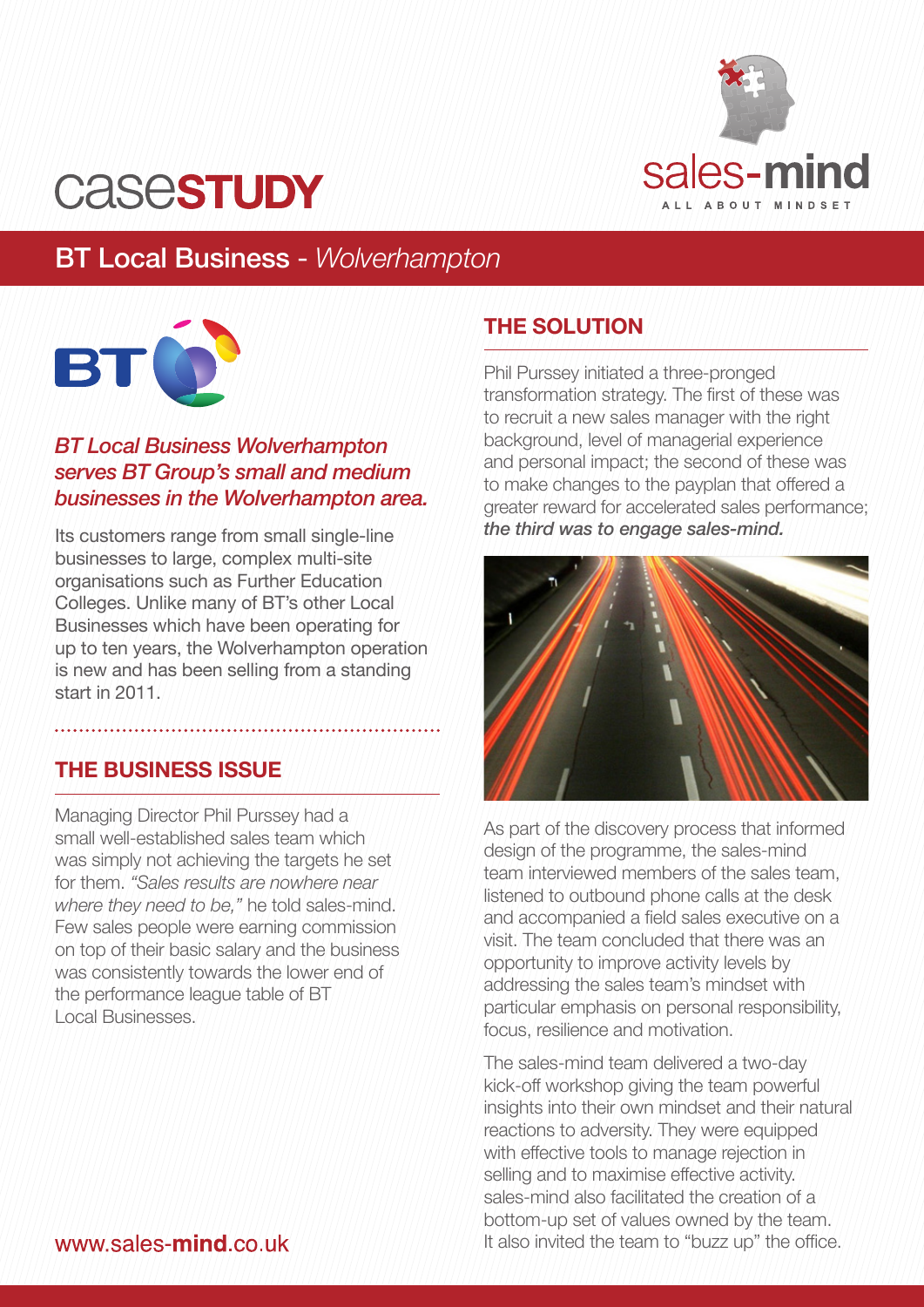# case**STUDY**

sales-**mind**

ALL ABOUT MINDSET

## BT Local Business - *Wolverhampton*

*BT Local Business Wolverhampton serves BT Group's small and medium businesses in the Wolverhampton area.*

Its customers range from small single-line businesses to large, complex multi-site organisations such as Further Education Colleges. Unlike many of BT's other Local Businesses which have been operating for up to ten years, the Wolverhampton operation is new and has been selling from a standing start in 2011.

### THE BUSINESS ISSUE

Managing Director Phil Purssey had a small well-established sales team which was simply not achieving the targets he set for them. *"Sales results are nowhere near where they need to be,"* he told sales-mind. Few sales people were earning commission on top of their basic salary and the business was consistently towards the lower end of the performance league table of BT Local Businesses.

### THE SOLUTION

Phil Purssey initiated a three-pronged transformation strategy. The first of these was to recruit a new sales manager with the right background, level of managerial experience and personal impact; the second of these was to make changes to the payplan that offered a greater reward for accelerated sales performance; ***the third was to engage sales-mind.***

As part of the discovery process that informed design of the programme, the sales-mind team interviewed members of the sales team, listened to outbound phone calls at the desk and accompanied a field sales executive on a visit. The team concluded that there was an opportunity to improve activity levels by addressing the sales team's mindset with particular emphasis on personal responsibility, focus, resilience and motivation.

The sales-mind team delivered a two-day kick-off workshop giving the team powerful insights into their own mindset and their natural reactions to adversity. They were equipped with effective tools to manage rejection in selling and to maximise effective activity. sales-mind also facilitated the creation of a bottom-up set of values owned by the team. It also invited the team to "buzz up" the office.

www.sales-**mind**.co.uk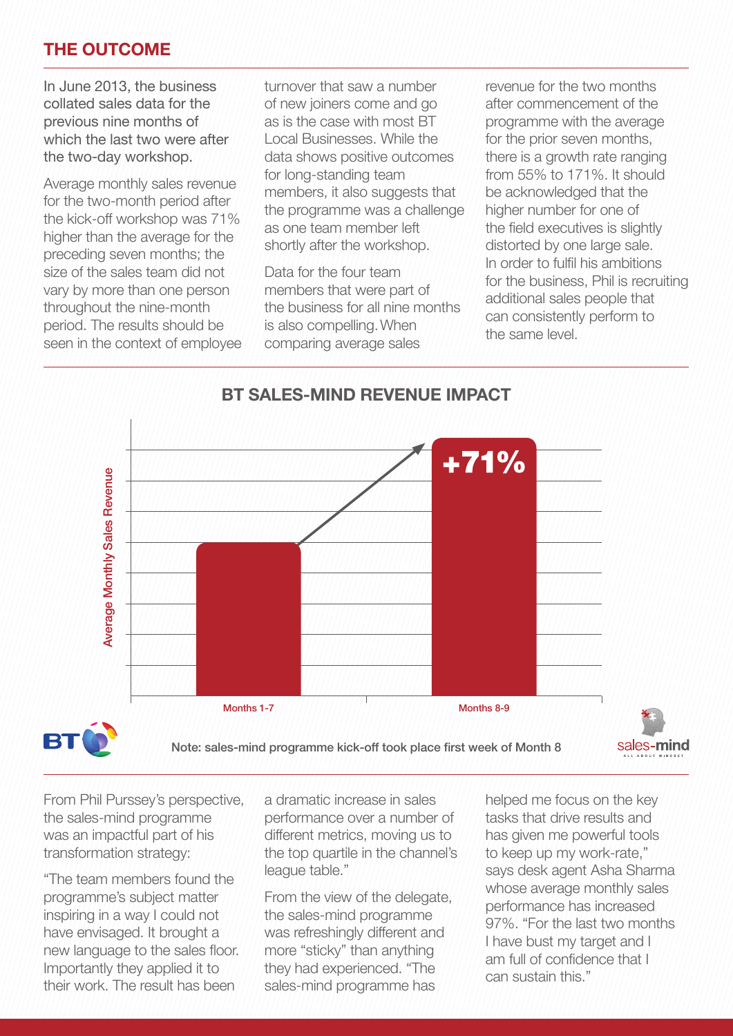## THE OUTCOME

In June 2013, the business collated sales data for the previous nine months of which the last two were after the two-day workshop.

Average monthly sales revenue for the two-month period after the kick-off workshop was 71% higher than the average for the preceding seven months; the size of the sales team did not vary by more than one person throughout the nine-month period. The results should be seen in the context of employee turnover that saw a number of new joiners come and go as is the case with most BT Local Businesses. While the data shows positive outcomes for long-standing team members, it also suggests that the programme was a challenge as one team member left shortly after the workshop.

Data for the four team members that were part of the business for all nine months is also compelling. When comparing average sales revenue for the two months after commencement of the programme with the average for the prior seven months, there is a growth rate ranging from 55% to 171%. It should be acknowledged that the higher number for one of the field executives is slightly distorted by one large sale. In order to fulfil his ambitions for the business, Phil is recruiting additional sales people that can consistently perform to the same level.

### BT SALES-MIND REVENUE IMPACT

Average Monthly Sales Revenue

+71%

Months 1-7

Months 8-9

Note: sales-mind programme kick-off took place first week of Month 8

From Phil Purssey's perspective, the sales-mind programme was an impactful part of his transformation strategy:

"The team members found the programme's subject matter inspiring in a way I could not have envisaged. It brought a new language to the sales floor. Importantly they applied it to their work. The result has been a dramatic increase in sales performance over a number of different metrics, moving us to the top quartile in the channel's league table."

From the view of the delegate, the sales-mind programme was refreshingly different and more "sticky" than anything they had experienced. "The sales-mind programme has helped me focus on the key tasks that drive results and has given me powerful tools to keep up my work-rate," says desk agent Asha Sharma whose average monthly sales performance has increased 97%. "For the last two months I have bust my target and I am full of confidence that I can sustain this."